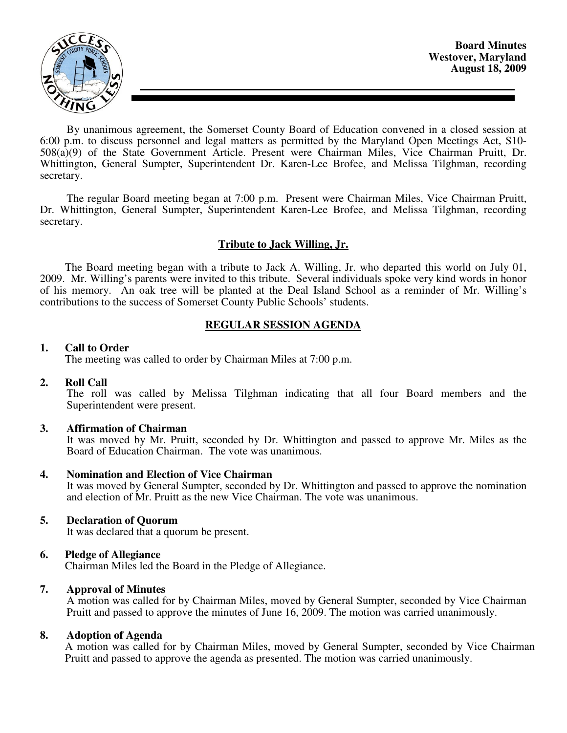**Board Minutes**
**Westover, Maryland**
**August 18, 2009**

By unanimous agreement, the Somerset County Board of Education convened in a closed session at 6:00 p.m. to discuss personnel and legal matters as permitted by the Maryland Open Meetings Act, S10-508(a)(9) of the State Government Article. Present were Chairman Miles, Vice Chairman Pruitt, Dr. Whittington, General Sumpter, Superintendent Dr. Karen-Lee Brofee, and Melissa Tilghman, recording secretary.

The regular Board meeting began at 7:00 p.m. Present were Chairman Miles, Vice Chairman Pruitt, Dr. Whittington, General Sumpter, Superintendent Karen-Lee Brofee, and Melissa Tilghman, recording secretary.

## Tribute to Jack Willing, Jr.

The Board meeting began with a tribute to Jack A. Willing, Jr. who departed this world on July 01, 2009. Mr. Willing's parents were invited to this tribute. Several individuals spoke very kind words in honor of his memory. An oak tree will be planted at the Deal Island School as a reminder of Mr. Willing's contributions to the success of Somerset County Public Schools' students.

## REGULAR SESSION AGENDA

**1. Call to Order**
The meeting was called to order by Chairman Miles at 7:00 p.m.

**2. Roll Call**
The roll was called by Melissa Tilghman indicating that all four Board members and the Superintendent were present.

**3. Affirmation of Chairman**
It was moved by Mr. Pruitt, seconded by Dr. Whittington and passed to approve Mr. Miles as the Board of Education Chairman. The vote was unanimous.

**4. Nomination and Election of Vice Chairman**
It was moved by General Sumpter, seconded by Dr. Whittington and passed to approve the nomination and election of Mr. Pruitt as the new Vice Chairman. The vote was unanimous.

**5. Declaration of Quorum**
It was declared that a quorum be present.

**6. Pledge of Allegiance**
Chairman Miles led the Board in the Pledge of Allegiance.

**7. Approval of Minutes**
A motion was called for by Chairman Miles, moved by General Sumpter, seconded by Vice Chairman Pruitt and passed to approve the minutes of June 16, 2009. The motion was carried unanimously.

**8. Adoption of Agenda**
A motion was called for by Chairman Miles, moved by General Sumpter, seconded by Vice Chairman Pruitt and passed to approve the agenda as presented. The motion was carried unanimously.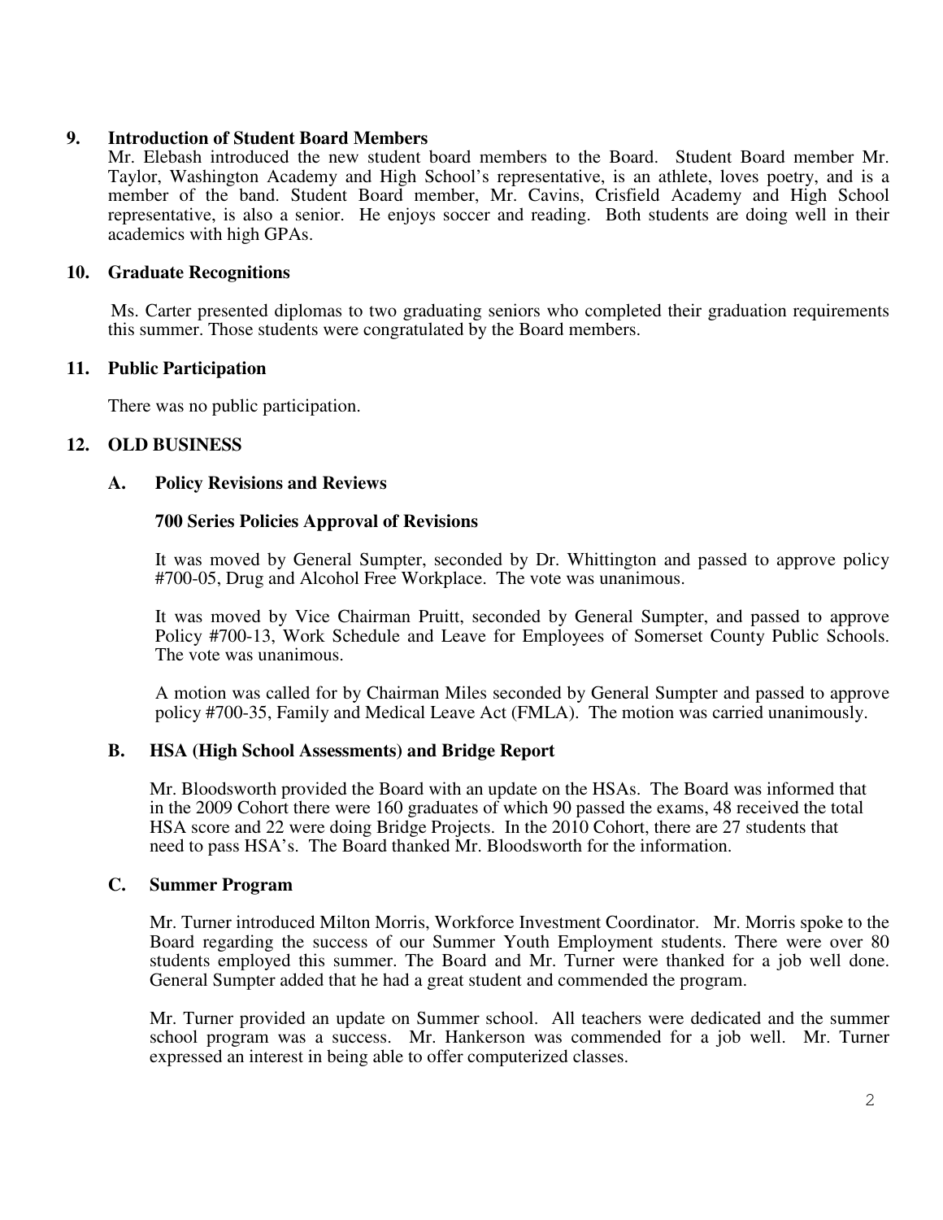## 9. Introduction of Student Board Members

Mr. Elebash introduced the new student board members to the Board. Student Board member Mr. Taylor, Washington Academy and High School's representative, is an athlete, loves poetry, and is a member of the band. Student Board member, Mr. Cavins, Crisfield Academy and High School representative, is also a senior. He enjoys soccer and reading. Both students are doing well in their academics with high GPAs.

## 10. Graduate Recognitions

Ms. Carter presented diplomas to two graduating seniors who completed their graduation requirements this summer. Those students were congratulated by the Board members.

## 11. Public Participation

There was no public participation.

## 12. OLD BUSINESS

### A. Policy Revisions and Reviews

**700 Series Policies Approval of Revisions**

It was moved by General Sumpter, seconded by Dr. Whittington and passed to approve policy #700-05, Drug and Alcohol Free Workplace. The vote was unanimous.

It was moved by Vice Chairman Pruitt, seconded by General Sumpter, and passed to approve Policy #700-13, Work Schedule and Leave for Employees of Somerset County Public Schools. The vote was unanimous.

A motion was called for by Chairman Miles seconded by General Sumpter and passed to approve policy #700-35, Family and Medical Leave Act (FMLA). The motion was carried unanimously.

### B. HSA (High School Assessments) and Bridge Report

Mr. Bloodsworth provided the Board with an update on the HSAs. The Board was informed that in the 2009 Cohort there were 160 graduates of which 90 passed the exams, 48 received the total HSA score and 22 were doing Bridge Projects. In the 2010 Cohort, there are 27 students that need to pass HSA's. The Board thanked Mr. Bloodsworth for the information.

### C. Summer Program

Mr. Turner introduced Milton Morris, Workforce Investment Coordinator. Mr. Morris spoke to the Board regarding the success of our Summer Youth Employment students. There were over 80 students employed this summer. The Board and Mr. Turner were thanked for a job well done. General Sumpter added that he had a great student and commended the program.

Mr. Turner provided an update on Summer school. All teachers were dedicated and the summer school program was a success. Mr. Hankerson was commended for a job well. Mr. Turner expressed an interest in being able to offer computerized classes.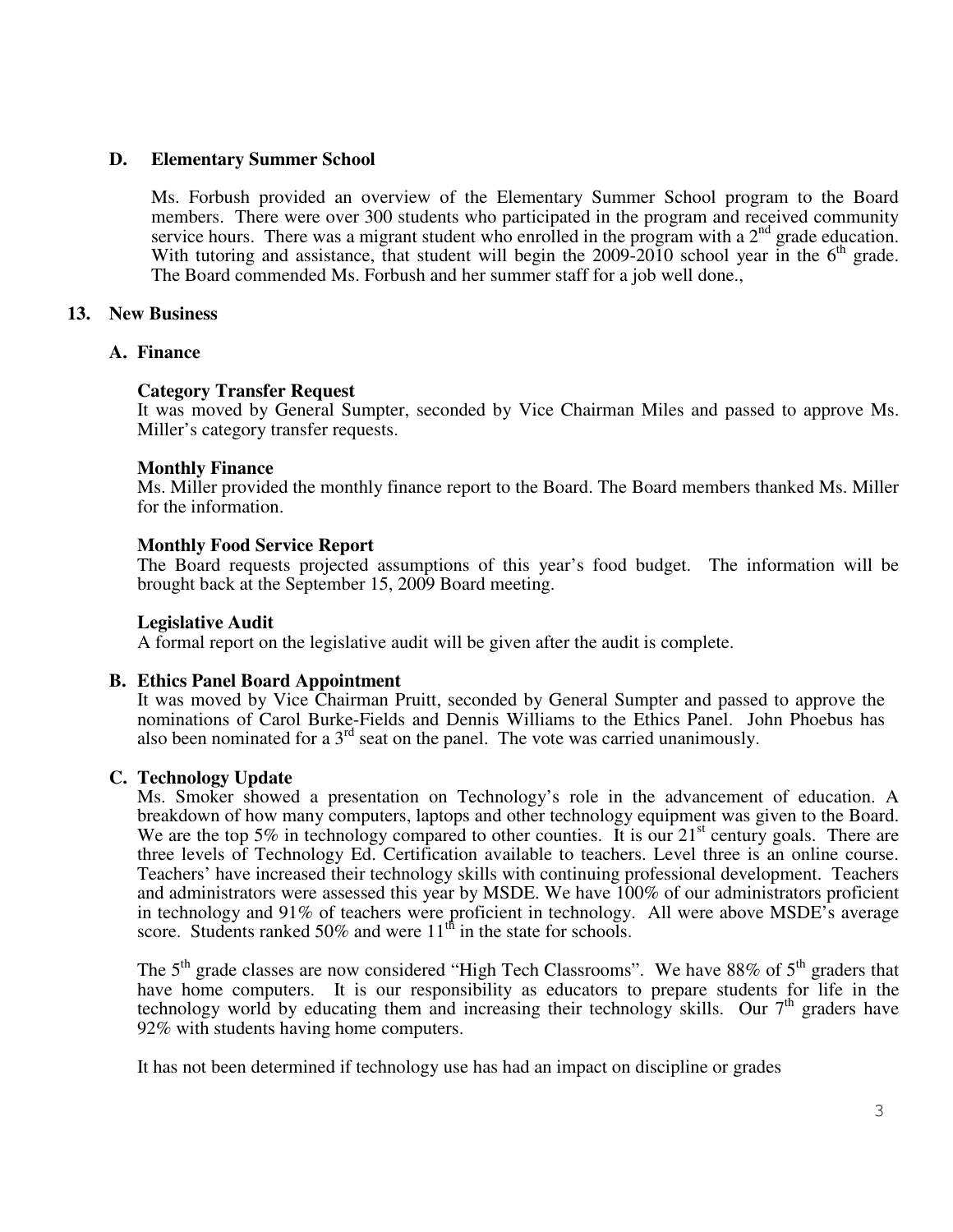### D. Elementary Summer School

Ms. Forbush provided an overview of the Elementary Summer School program to the Board members. There were over 300 students who participated in the program and received community service hours. There was a migrant student who enrolled in the program with a 2nd grade education. With tutoring and assistance, that student will begin the 2009-2010 school year in the 6th grade. The Board commended Ms. Forbush and her summer staff for a job well done.,

## 13. New Business

### A. Finance

**Category Transfer Request**
It was moved by General Sumpter, seconded by Vice Chairman Miles and passed to approve Ms. Miller's category transfer requests.

**Monthly Finance**
Ms. Miller provided the monthly finance report to the Board. The Board members thanked Ms. Miller for the information.

**Monthly Food Service Report**
The Board requests projected assumptions of this year's food budget. The information will be brought back at the September 15, 2009 Board meeting.

**Legislative Audit**
A formal report on the legislative audit will be given after the audit is complete.

### B. Ethics Panel Board Appointment

It was moved by Vice Chairman Pruitt, seconded by General Sumpter and passed to approve the nominations of Carol Burke-Fields and Dennis Williams to the Ethics Panel. John Phoebus has also been nominated for a 3rd seat on the panel. The vote was carried unanimously.

### C. Technology Update

Ms. Smoker showed a presentation on Technology's role in the advancement of education. A breakdown of how many computers, laptops and other technology equipment was given to the Board. We are the top 5% in technology compared to other counties. It is our 21st century goals. There are three levels of Technology Ed. Certification available to teachers. Level three is an online course. Teachers' have increased their technology skills with continuing professional development. Teachers and administrators were assessed this year by MSDE. We have 100% of our administrators proficient in technology and 91% of teachers were proficient in technology. All were above MSDE's average score. Students ranked 50% and were 11th in the state for schools.

The 5th grade classes are now considered "High Tech Classrooms". We have 88% of 5th graders that have home computers. It is our responsibility as educators to prepare students for life in the technology world by educating them and increasing their technology skills. Our 7th graders have 92% with students having home computers.

It has not been determined if technology use has had an impact on discipline or grades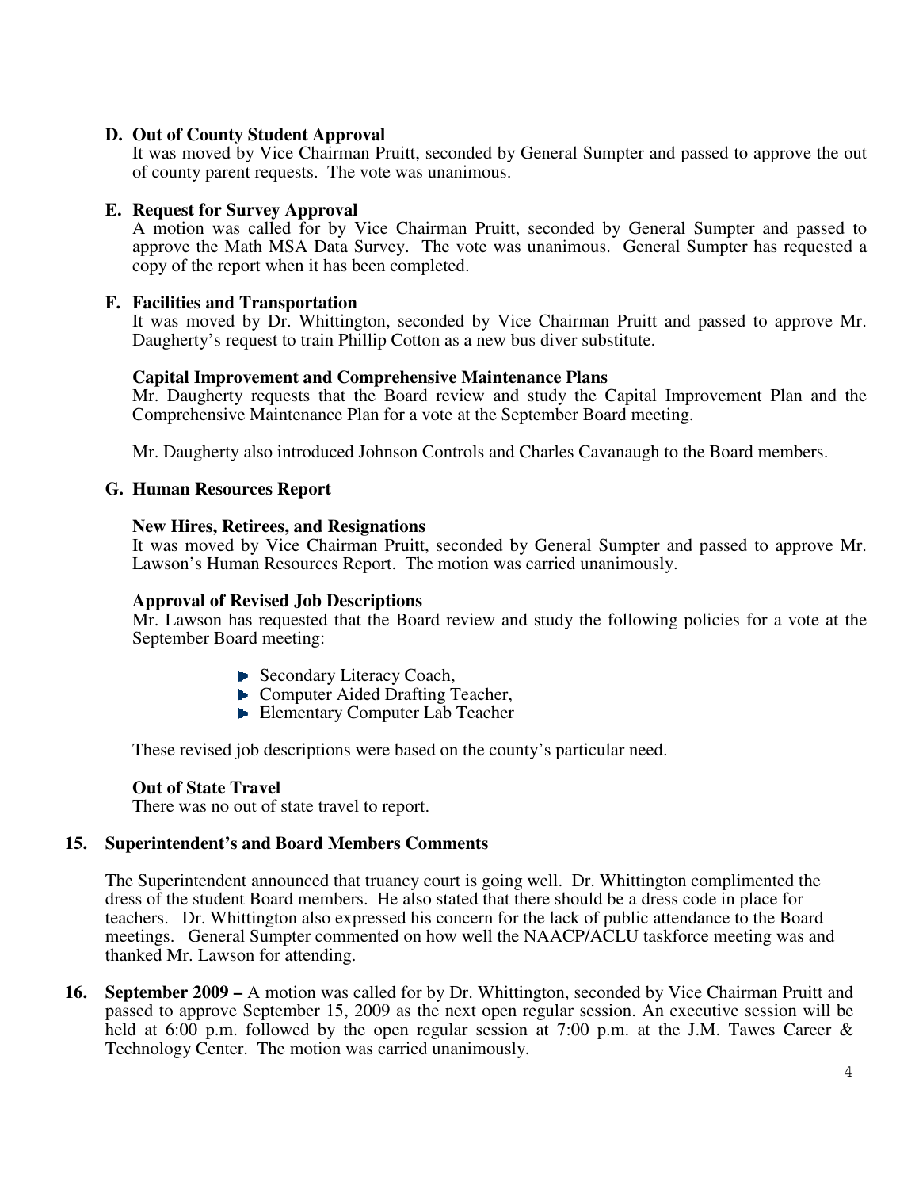**D. Out of County Student Approval**

It was moved by Vice Chairman Pruitt, seconded by General Sumpter and passed to approve the out of county parent requests. The vote was unanimous.

**E. Request for Survey Approval**

A motion was called for by Vice Chairman Pruitt, seconded by General Sumpter and passed to approve the Math MSA Data Survey. The vote was unanimous. General Sumpter has requested a copy of the report when it has been completed.

**F. Facilities and Transportation**

It was moved by Dr. Whittington, seconded by Vice Chairman Pruitt and passed to approve Mr. Daugherty's request to train Phillip Cotton as a new bus diver substitute.

**Capital Improvement and Comprehensive Maintenance Plans**

Mr. Daugherty requests that the Board review and study the Capital Improvement Plan and the Comprehensive Maintenance Plan for a vote at the September Board meeting.

Mr. Daugherty also introduced Johnson Controls and Charles Cavanaugh to the Board members.

**G. Human Resources Report**

**New Hires, Retirees, and Resignations**

It was moved by Vice Chairman Pruitt, seconded by General Sumpter and passed to approve Mr. Lawson's Human Resources Report. The motion was carried unanimously.

**Approval of Revised Job Descriptions**

Mr. Lawson has requested that the Board review and study the following policies for a vote at the September Board meeting:

- Secondary Literacy Coach,
- Computer Aided Drafting Teacher,
- Elementary Computer Lab Teacher

These revised job descriptions were based on the county's particular need.

**Out of State Travel**

There was no out of state travel to report.

**15. Superintendent's and Board Members Comments**

The Superintendent announced that truancy court is going well. Dr. Whittington complimented the dress of the student Board members. He also stated that there should be a dress code in place for teachers. Dr. Whittington also expressed his concern for the lack of public attendance to the Board meetings. General Sumpter commented on how well the NAACP/ACLU taskforce meeting was and thanked Mr. Lawson for attending.

**16. September 2009 –** A motion was called for by Dr. Whittington, seconded by Vice Chairman Pruitt and passed to approve September 15, 2009 as the next open regular session. An executive session will be held at 6:00 p.m. followed by the open regular session at 7:00 p.m. at the J.M. Tawes Career & Technology Center. The motion was carried unanimously.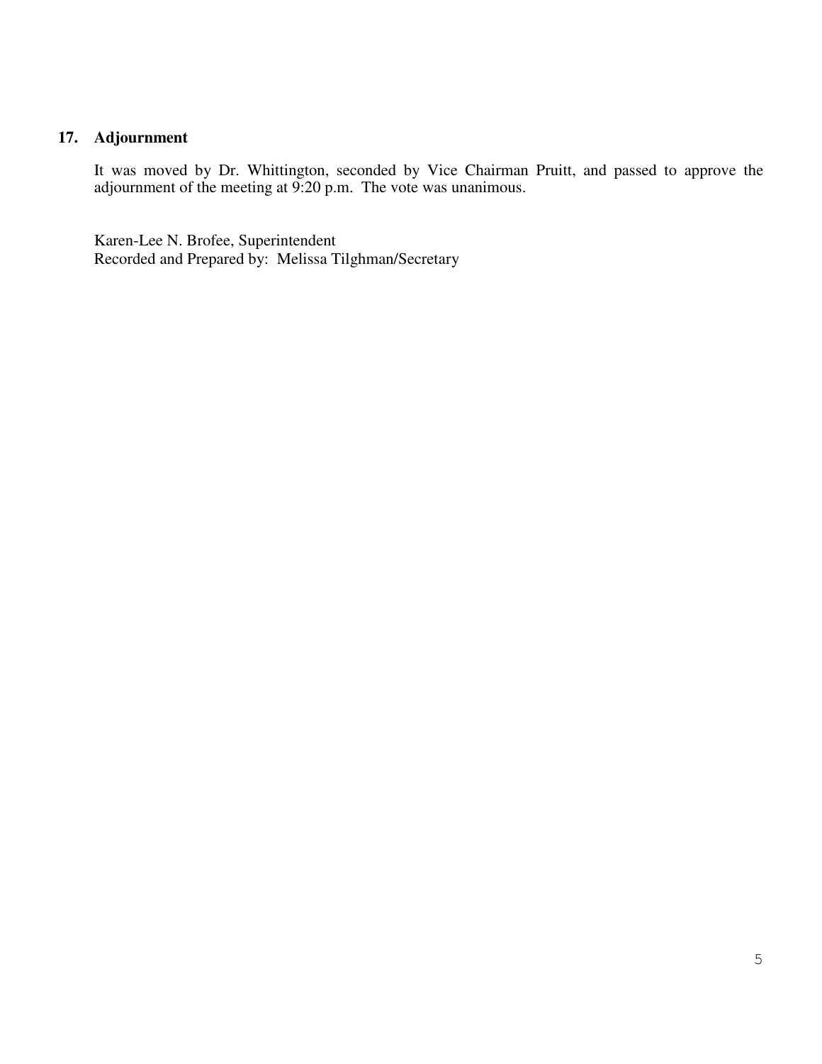## 17. Adjournment

It was moved by Dr. Whittington, seconded by Vice Chairman Pruitt, and passed to approve the adjournment of the meeting at 9:20 p.m. The vote was unanimous.

Karen-Lee N. Brofee, Superintendent
Recorded and Prepared by: Melissa Tilghman/Secretary